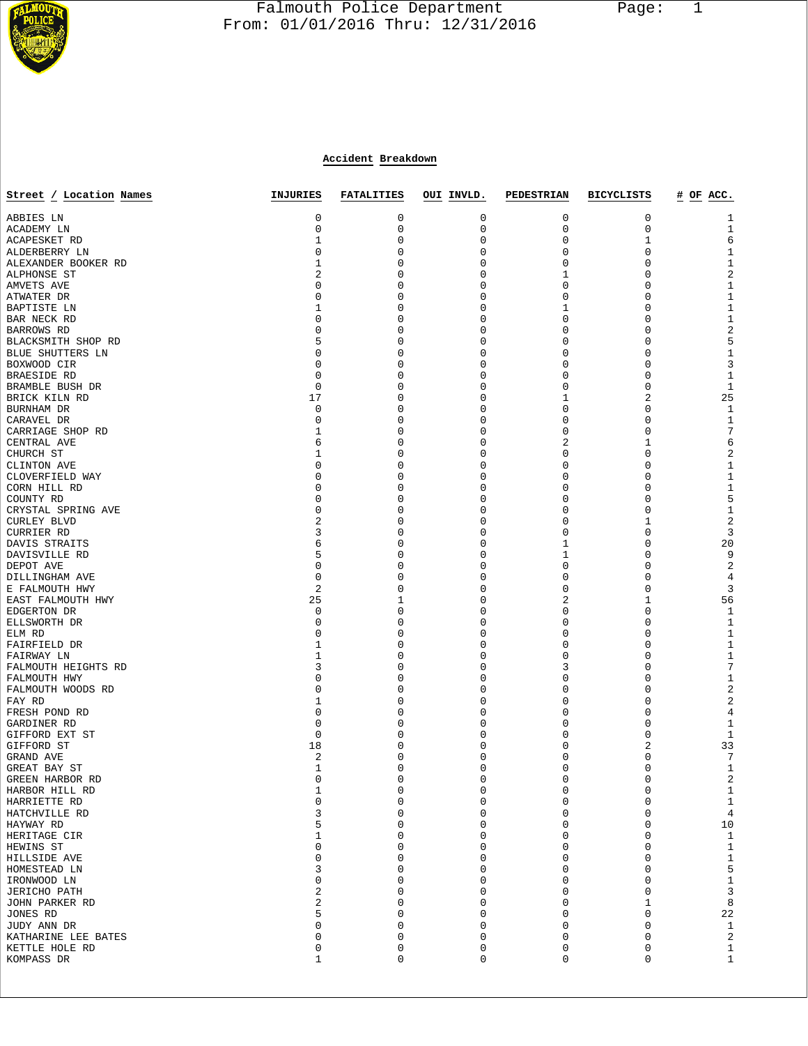Falmouth Police Department
From: 01/01/2016 Thru: 12/31/2016

## Accident Breakdown

| Street / Location Names | INJURIES | FATALITIES | OUI INVLD. | PEDESTRIAN | BICYCLISTS | # OF ACC. |
|---|---|---|---|---|---|---|
| ABBIES LN | 0 | 0 | 0 | 0 | 0 | 1 |
| ACADEMY LN | 0 | 0 | 0 | 0 | 0 | 1 |
| ACAPESKET RD | 1 | 0 | 0 | 0 | 1 | 6 |
| ALDERBERRY LN | 0 | 0 | 0 | 0 | 0 | 1 |
| ALEXANDER BOOKER RD | 1 | 0 | 0 | 0 | 0 | 1 |
| ALPHONSE ST | 2 | 0 | 0 | 1 | 0 | 2 |
| AMVETS AVE | 0 | 0 | 0 | 0 | 0 | 1 |
| ATWATER DR | 0 | 0 | 0 | 0 | 0 | 1 |
| BAPTISTE LN | 1 | 0 | 0 | 1 | 0 | 1 |
| BAR NECK RD | 0 | 0 | 0 | 0 | 0 | 1 |
| BARROWS RD | 0 | 0 | 0 | 0 | 0 | 2 |
| BLACKSMITH SHOP RD | 5 | 0 | 0 | 0 | 0 | 5 |
| BLUE SHUTTERS LN | 0 | 0 | 0 | 0 | 0 | 1 |
| BOXWOOD CIR | 0 | 0 | 0 | 0 | 0 | 3 |
| BRAESIDE RD | 0 | 0 | 0 | 0 | 0 | 1 |
| BRAMBLE BUSH DR | 0 | 0 | 0 | 0 | 0 | 1 |
| BRICK KILN RD | 17 | 0 | 0 | 1 | 2 | 25 |
| BURNHAM DR | 0 | 0 | 0 | 0 | 0 | 1 |
| CARAVEL DR | 0 | 0 | 0 | 0 | 0 | 1 |
| CARRIAGE SHOP RD | 1 | 0 | 0 | 0 | 0 | 7 |
| CENTRAL AVE | 6 | 0 | 0 | 2 | 1 | 6 |
| CHURCH ST | 1 | 0 | 0 | 0 | 0 | 2 |
| CLINTON AVE | 0 | 0 | 0 | 0 | 0 | 1 |
| CLOVERFIELD WAY | 0 | 0 | 0 | 0 | 0 | 1 |
| CORN HILL RD | 0 | 0 | 0 | 0 | 0 | 1 |
| COUNTY RD | 0 | 0 | 0 | 0 | 0 | 5 |
| CRYSTAL SPRING AVE | 0 | 0 | 0 | 0 | 0 | 1 |
| CURLEY BLVD | 2 | 0 | 0 | 0 | 1 | 2 |
| CURRIER RD | 3 | 0 | 0 | 0 | 0 | 3 |
| DAVIS STRAITS | 6 | 0 | 0 | 1 | 0 | 20 |
| DAVISVILLE RD | 5 | 0 | 0 | 1 | 0 | 9 |
| DEPOT AVE | 0 | 0 | 0 | 0 | 0 | 2 |
| DILLINGHAM AVE | 0 | 0 | 0 | 0 | 0 | 4 |
| E FALMOUTH HWY | 2 | 0 | 0 | 0 | 0 | 3 |
| EAST FALMOUTH HWY | 25 | 1 | 0 | 2 | 1 | 56 |
| EDGERTON DR | 0 | 0 | 0 | 0 | 0 | 1 |
| ELLSWORTH DR | 0 | 0 | 0 | 0 | 0 | 1 |
| ELM RD | 0 | 0 | 0 | 0 | 0 | 1 |
| FAIRFIELD DR | 1 | 0 | 0 | 0 | 0 | 1 |
| FAIRWAY LN | 1 | 0 | 0 | 0 | 0 | 1 |
| FALMOUTH HEIGHTS RD | 3 | 0 | 0 | 3 | 0 | 7 |
| FALMOUTH HWY | 0 | 0 | 0 | 0 | 0 | 1 |
| FALMOUTH WOODS RD | 0 | 0 | 0 | 0 | 0 | 2 |
| FAY RD | 1 | 0 | 0 | 0 | 0 | 2 |
| FRESH POND RD | 0 | 0 | 0 | 0 | 0 | 4 |
| GARDINER RD | 0 | 0 | 0 | 0 | 0 | 1 |
| GIFFORD EXT ST | 0 | 0 | 0 | 0 | 0 | 1 |
| GIFFORD ST | 18 | 0 | 0 | 0 | 2 | 33 |
| GRAND AVE | 2 | 0 | 0 | 0 | 0 | 7 |
| GREAT BAY ST | 1 | 0 | 0 | 0 | 0 | 1 |
| GREEN HARBOR RD | 0 | 0 | 0 | 0 | 0 | 2 |
| HARBOR HILL RD | 1 | 0 | 0 | 0 | 0 | 1 |
| HARRIETTE RD | 0 | 0 | 0 | 0 | 0 | 1 |
| HATCHVILLE RD | 3 | 0 | 0 | 0 | 0 | 4 |
| HAYWAY RD | 5 | 0 | 0 | 0 | 0 | 10 |
| HERITAGE CIR | 1 | 0 | 0 | 0 | 0 | 1 |
| HEWINS ST | 0 | 0 | 0 | 0 | 0 | 1 |
| HILLSIDE AVE | 0 | 0 | 0 | 0 | 0 | 1 |
| HOMESTEAD LN | 3 | 0 | 0 | 0 | 0 | 5 |
| IRONWOOD LN | 0 | 0 | 0 | 0 | 0 | 1 |
| JERICHO PATH | 2 | 0 | 0 | 0 | 0 | 3 |
| JOHN PARKER RD | 2 | 0 | 0 | 0 | 1 | 8 |
| JONES RD | 5 | 0 | 0 | 0 | 0 | 22 |
| JUDY ANN DR | 0 | 0 | 0 | 0 | 0 | 1 |
| KATHARINE LEE BATES | 0 | 0 | 0 | 0 | 0 | 2 |
| KETTLE HOLE RD | 0 | 0 | 0 | 0 | 0 | 1 |
| KOMPASS DR | 1 | 0 | 0 | 0 | 0 | 1 |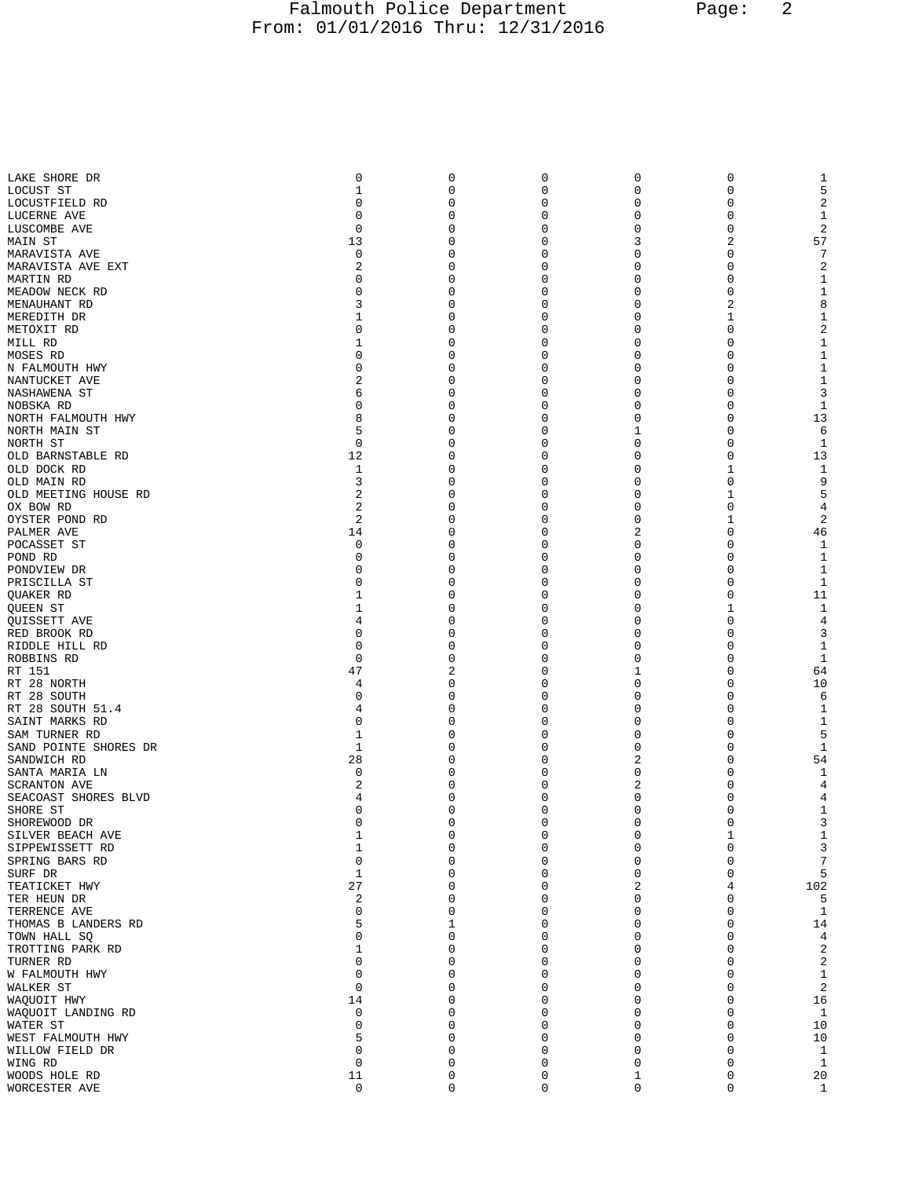| | | | | | | |
|---|---|---|---|---|---|---|
| LAKE SHORE DR | 0 | 0 | 0 | 0 | 0 | 1 |
| LOCUST ST | 1 | 0 | 0 | 0 | 0 | 5 |
| LOCUSTFIELD RD | 0 | 0 | 0 | 0 | 0 | 2 |
| LUCERNE AVE | 0 | 0 | 0 | 0 | 0 | 1 |
| LUSCOMBE AVE | 0 | 0 | 0 | 0 | 0 | 2 |
| MAIN ST | 13 | 0 | 0 | 3 | 2 | 57 |
| MARAVISTA AVE | 0 | 0 | 0 | 0 | 0 | 7 |
| MARAVISTA AVE EXT | 2 | 0 | 0 | 0 | 0 | 2 |
| MARTIN RD | 0 | 0 | 0 | 0 | 0 | 1 |
| MEADOW NECK RD | 0 | 0 | 0 | 0 | 0 | 1 |
| MENAUHANT RD | 3 | 0 | 0 | 0 | 2 | 8 |
| MEREDITH DR | 1 | 0 | 0 | 0 | 1 | 1 |
| METOXIT RD | 0 | 0 | 0 | 0 | 0 | 2 |
| MILL RD | 1 | 0 | 0 | 0 | 0 | 1 |
| MOSES RD | 0 | 0 | 0 | 0 | 0 | 1 |
| N FALMOUTH HWY | 0 | 0 | 0 | 0 | 0 | 1 |
| NANTUCKET AVE | 2 | 0 | 0 | 0 | 0 | 1 |
| NASHAWENA ST | 6 | 0 | 0 | 0 | 0 | 3 |
| NOBSKA RD | 0 | 0 | 0 | 0 | 0 | 1 |
| NORTH FALMOUTH HWY | 8 | 0 | 0 | 0 | 0 | 13 |
| NORTH MAIN ST | 5 | 0 | 0 | 1 | 0 | 6 |
| NORTH ST | 0 | 0 | 0 | 0 | 0 | 1 |
| OLD BARNSTABLE RD | 12 | 0 | 0 | 0 | 0 | 13 |
| OLD DOCK RD | 1 | 0 | 0 | 0 | 1 | 1 |
| OLD MAIN RD | 3 | 0 | 0 | 0 | 0 | 9 |
| OLD MEETING HOUSE RD | 2 | 0 | 0 | 0 | 1 | 5 |
| OX BOW RD | 2 | 0 | 0 | 0 | 0 | 4 |
| OYSTER POND RD | 2 | 0 | 0 | 0 | 1 | 2 |
| PALMER AVE | 14 | 0 | 0 | 2 | 0 | 46 |
| POCASSET ST | 0 | 0 | 0 | 0 | 0 | 1 |
| POND RD | 0 | 0 | 0 | 0 | 0 | 1 |
| PONDVIEW DR | 0 | 0 | 0 | 0 | 0 | 1 |
| PRISCILLA ST | 0 | 0 | 0 | 0 | 0 | 1 |
| QUAKER RD | 1 | 0 | 0 | 0 | 0 | 11 |
| QUEEN ST | 1 | 0 | 0 | 0 | 1 | 1 |
| QUISSETT AVE | 4 | 0 | 0 | 0 | 0 | 4 |
| RED BROOK RD | 0 | 0 | 0 | 0 | 0 | 3 |
| RIDDLE HILL RD | 0 | 0 | 0 | 0 | 0 | 1 |
| ROBBINS RD | 0 | 0 | 0 | 0 | 0 | 1 |
| RT 151 | 47 | 2 | 0 | 1 | 0 | 64 |
| RT 28 NORTH | 4 | 0 | 0 | 0 | 0 | 10 |
| RT 28 SOUTH | 0 | 0 | 0 | 0 | 0 | 6 |
| RT 28 SOUTH 51.4 | 4 | 0 | 0 | 0 | 0 | 1 |
| SAINT MARKS RD | 0 | 0 | 0 | 0 | 0 | 1 |
| SAM TURNER RD | 1 | 0 | 0 | 0 | 0 | 5 |
| SAND POINTE SHORES DR | 1 | 0 | 0 | 0 | 0 | 1 |
| SANDWICH RD | 28 | 0 | 0 | 2 | 0 | 54 |
| SANTA MARIA LN | 0 | 0 | 0 | 0 | 0 | 1 |
| SCRANTON AVE | 2 | 0 | 0 | 2 | 0 | 4 |
| SEACOAST SHORES BLVD | 4 | 0 | 0 | 0 | 0 | 4 |
| SHORE ST | 0 | 0 | 0 | 0 | 0 | 1 |
| SHOREWOOD DR | 0 | 0 | 0 | 0 | 0 | 3 |
| SILVER BEACH AVE | 1 | 0 | 0 | 0 | 1 | 1 |
| SIPPEWISSETT RD | 1 | 0 | 0 | 0 | 0 | 3 |
| SPRING BARS RD | 0 | 0 | 0 | 0 | 0 | 7 |
| SURF DR | 1 | 0 | 0 | 0 | 0 | 5 |
| TEATICKET HWY | 27 | 0 | 0 | 2 | 4 | 102 |
| TER HEUN DR | 2 | 0 | 0 | 0 | 0 | 5 |
| TERRENCE AVE | 0 | 0 | 0 | 0 | 0 | 1 |
| THOMAS B LANDERS RD | 5 | 1 | 0 | 0 | 0 | 14 |
| TOWN HALL SQ | 0 | 0 | 0 | 0 | 0 | 4 |
| TROTTING PARK RD | 1 | 0 | 0 | 0 | 0 | 2 |
| TURNER RD | 0 | 0 | 0 | 0 | 0 | 2 |
| W FALMOUTH HWY | 0 | 0 | 0 | 0 | 0 | 1 |
| WALKER ST | 0 | 0 | 0 | 0 | 0 | 2 |
| WAQUOIT HWY | 14 | 0 | 0 | 0 | 0 | 16 |
| WAQUOIT LANDING RD | 0 | 0 | 0 | 0 | 0 | 1 |
| WATER ST | 0 | 0 | 0 | 0 | 0 | 10 |
| WEST FALMOUTH HWY | 5 | 0 | 0 | 0 | 0 | 10 |
| WILLOW FIELD DR | 0 | 0 | 0 | 0 | 0 | 1 |
| WING RD | 0 | 0 | 0 | 0 | 0 | 1 |
| WOODS HOLE RD | 11 | 0 | 0 | 1 | 0 | 20 |
| WORCESTER AVE | 0 | 0 | 0 | 0 | 0 | 1 |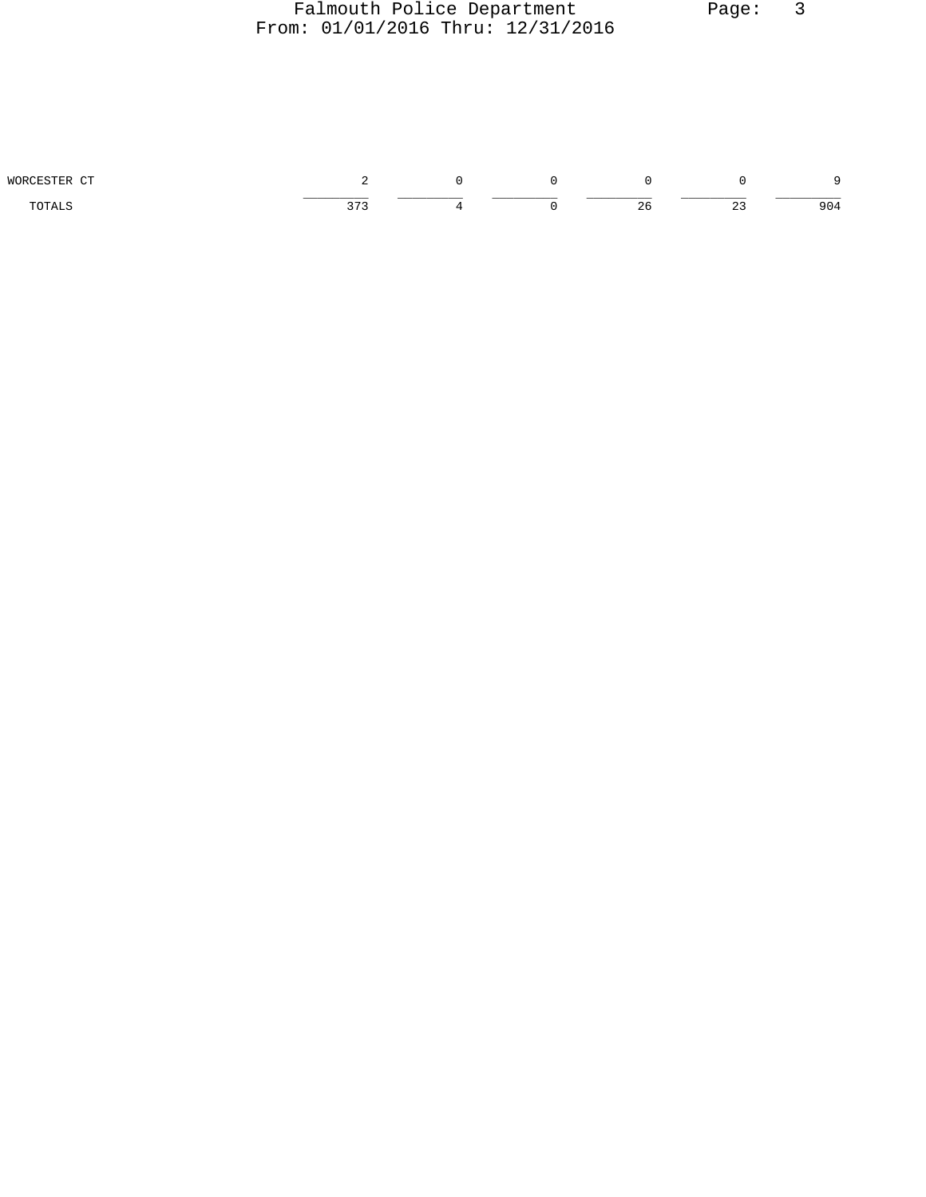| | | | | | | |
|---|---|---|---|---|---|---|
| WORCESTER CT | 2 | 0 | 0 | 0 | 0 | 9 |
| TOTALS | 373 | 4 | 0 | 26 | 23 | 904 |